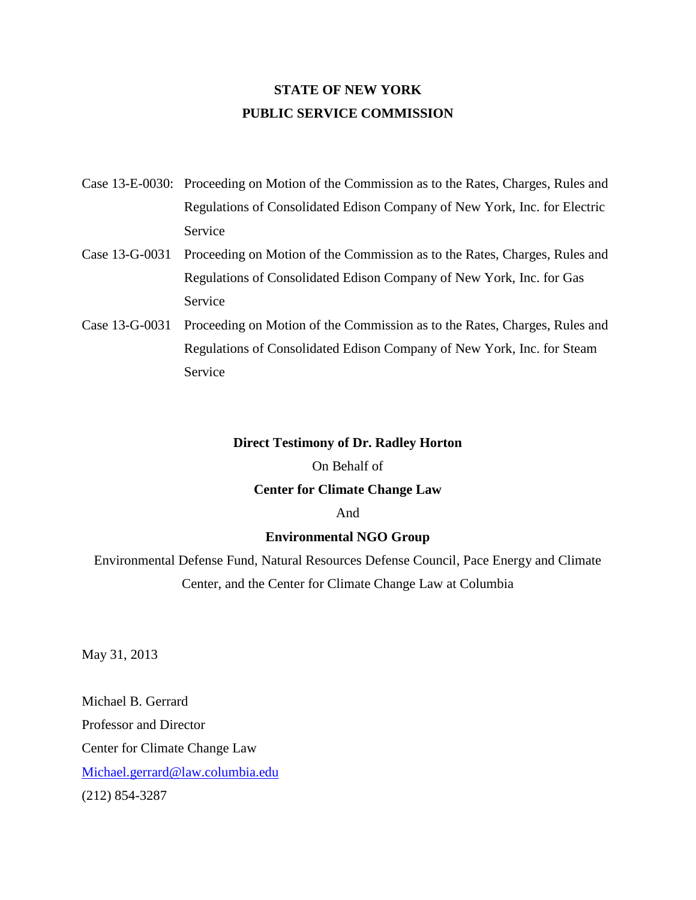**STATE OF NEW YORK**

**PUBLIC SERVICE COMMISSION**

Case 13-E-0030: Proceeding on Motion of the Commission as to the Rates, Charges, Rules and Regulations of Consolidated Edison Company of New York, Inc. for Electric Service

Case 13-G-0031 Proceeding on Motion of the Commission as to the Rates, Charges, Rules and Regulations of Consolidated Edison Company of New York, Inc. for Gas Service

Case 13-G-0031 Proceeding on Motion of the Commission as to the Rates, Charges, Rules and Regulations of Consolidated Edison Company of New York, Inc. for Steam Service

**Direct Testimony of Dr. Radley Horton**

On Behalf of

**Center for Climate Change Law**

And

**Environmental NGO Group**

Environmental Defense Fund, Natural Resources Defense Council, Pace Energy and Climate Center, and the Center for Climate Change Law at Columbia

May 31, 2013

Michael B. Gerrard
Professor and Director
Center for Climate Change Law
Michael.gerrard@law.columbia.edu
(212) 854-3287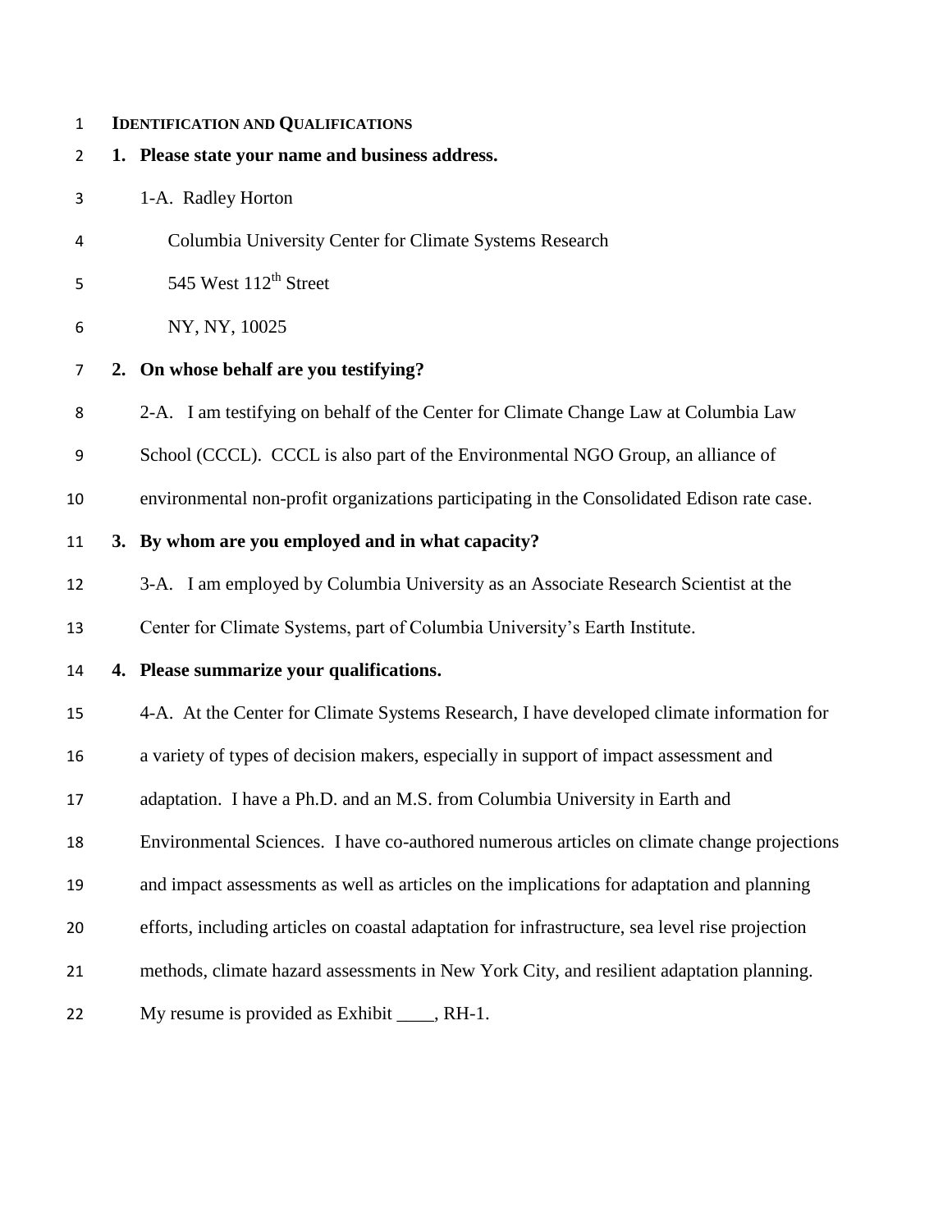**IDENTIFICATION AND QUALIFICATIONS**

**1. Please state your name and business address.**

1-A. Radley Horton

Columbia University Center for Climate Systems Research

545 West 112th Street

NY, NY, 10025

**2. On whose behalf are you testifying?**

2-A. I am testifying on behalf of the Center for Climate Change Law at Columbia Law School (CCCL). CCCL is also part of the Environmental NGO Group, an alliance of environmental non-profit organizations participating in the Consolidated Edison rate case.

**3. By whom are you employed and in what capacity?**

3-A. I am employed by Columbia University as an Associate Research Scientist at the Center for Climate Systems, part of Columbia University's Earth Institute.

**4. Please summarize your qualifications.**

4-A. At the Center for Climate Systems Research, I have developed climate information for a variety of types of decision makers, especially in support of impact assessment and adaptation. I have a Ph.D. and an M.S. from Columbia University in Earth and Environmental Sciences. I have co-authored numerous articles on climate change projections and impact assessments as well as articles on the implications for adaptation and planning efforts, including articles on coastal adaptation for infrastructure, sea level rise projection methods, climate hazard assessments in New York City, and resilient adaptation planning. My resume is provided as Exhibit ____, RH-1.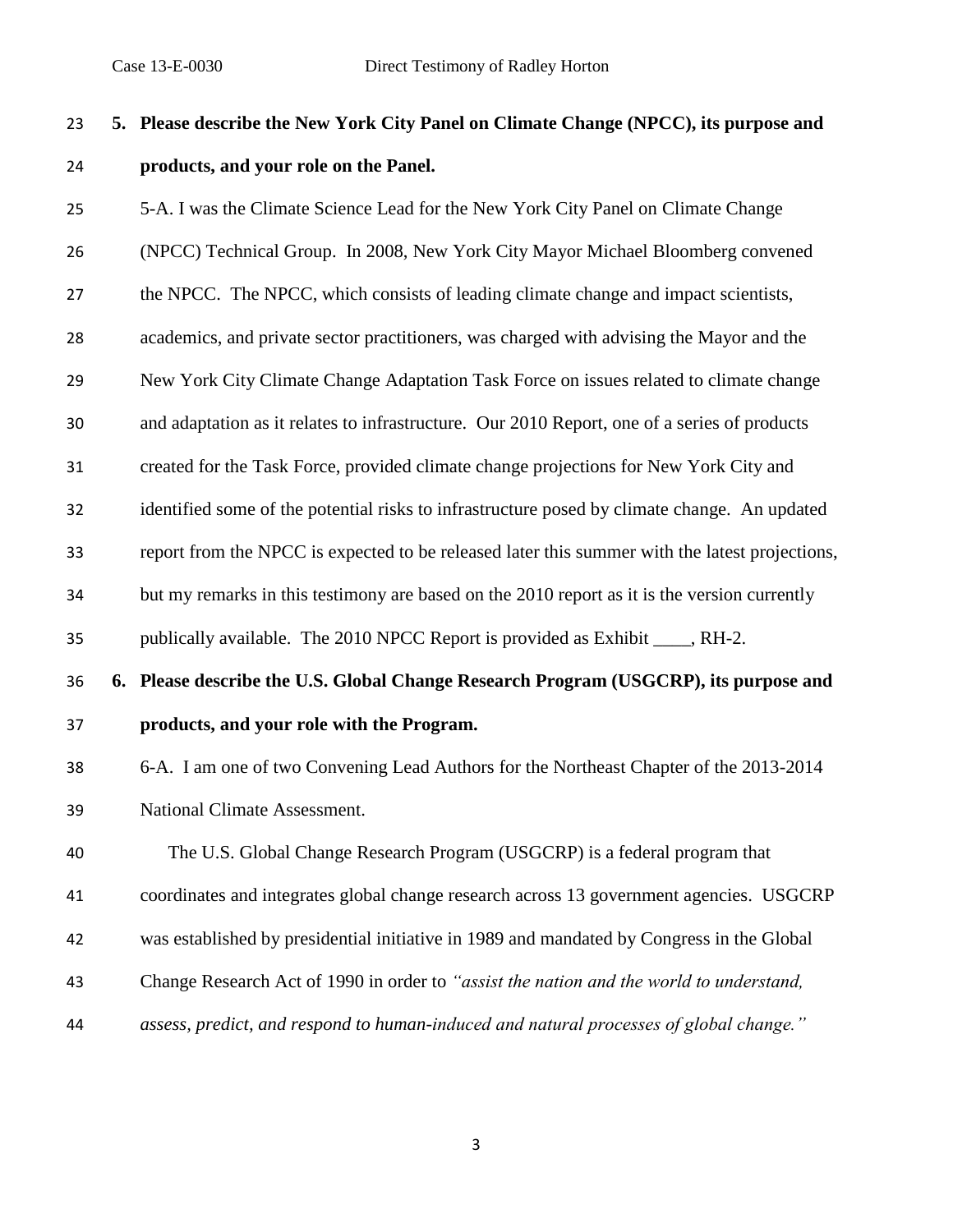**5. Please describe the New York City Panel on Climate Change (NPCC), its purpose and products, and your role on the Panel.**

5-A. I was the Climate Science Lead for the New York City Panel on Climate Change (NPCC) Technical Group. In 2008, New York City Mayor Michael Bloomberg convened the NPCC. The NPCC, which consists of leading climate change and impact scientists, academics, and private sector practitioners, was charged with advising the Mayor and the New York City Climate Change Adaptation Task Force on issues related to climate change and adaptation as it relates to infrastructure. Our 2010 Report, one of a series of products created for the Task Force, provided climate change projections for New York City and identified some of the potential risks to infrastructure posed by climate change. An updated report from the NPCC is expected to be released later this summer with the latest projections, but my remarks in this testimony are based on the 2010 report as it is the version currently publically available. The 2010 NPCC Report is provided as Exhibit ____, RH-2.

**6. Please describe the U.S. Global Change Research Program (USGCRP), its purpose and products, and your role with the Program.**

6-A. I am one of two Convening Lead Authors for the Northeast Chapter of the 2013-2014 National Climate Assessment.

The U.S. Global Change Research Program (USGCRP) is a federal program that coordinates and integrates global change research across 13 government agencies. USGCRP was established by presidential initiative in 1989 and mandated by Congress in the Global Change Research Act of 1990 in order to *"assist the nation and the world to understand, assess, predict, and respond to human-induced and natural processes of global change."*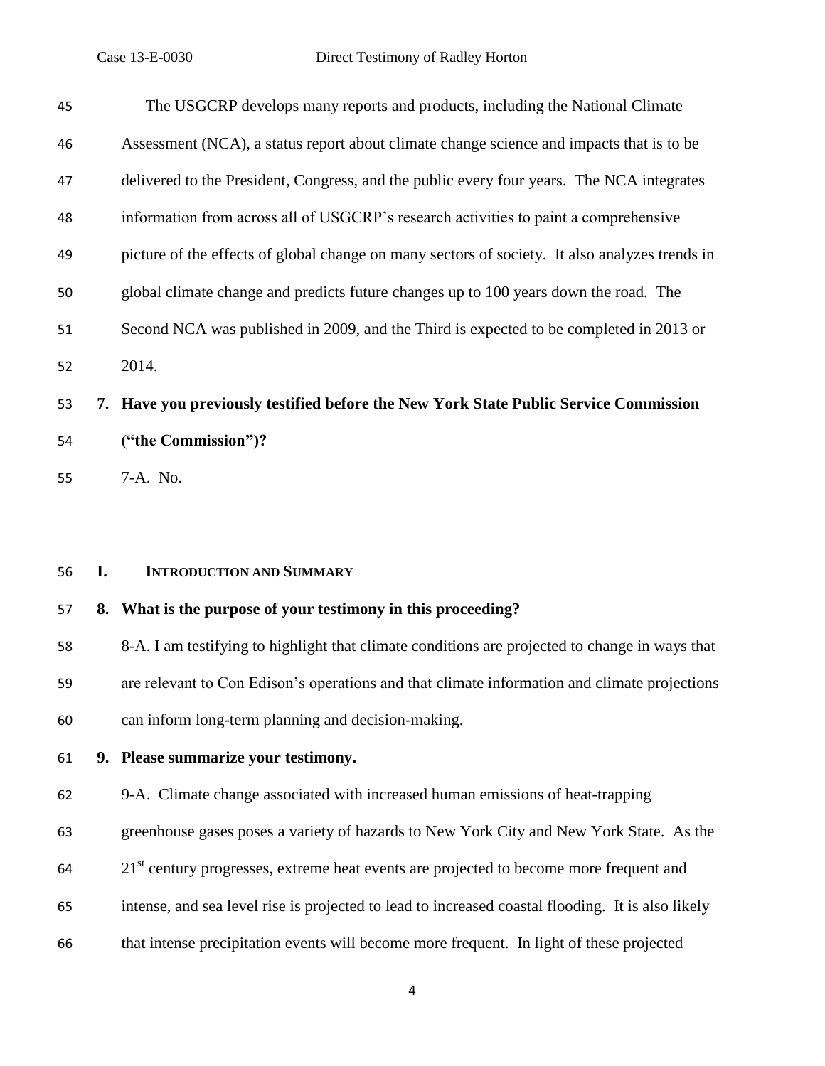The USGCRP develops many reports and products, including the National Climate Assessment (NCA), a status report about climate change science and impacts that is to be delivered to the President, Congress, and the public every four years. The NCA integrates information from across all of USGCRP's research activities to paint a comprehensive picture of the effects of global change on many sectors of society. It also analyzes trends in global climate change and predicts future changes up to 100 years down the road. The Second NCA was published in 2009, and the Third is expected to be completed in 2013 or 2014.

**7. Have you previously testified before the New York State Public Service Commission ("the Commission")?**

7-A. No.

## I. INTRODUCTION AND SUMMARY

**8. What is the purpose of your testimony in this proceeding?**

8-A. I am testifying to highlight that climate conditions are projected to change in ways that are relevant to Con Edison's operations and that climate information and climate projections can inform long-term planning and decision-making.

**9. Please summarize your testimony.**

9-A. Climate change associated with increased human emissions of heat-trapping greenhouse gases poses a variety of hazards to New York City and New York State. As the 21st century progresses, extreme heat events are projected to become more frequent and intense, and sea level rise is projected to lead to increased coastal flooding. It is also likely that intense precipitation events will become more frequent. In light of these projected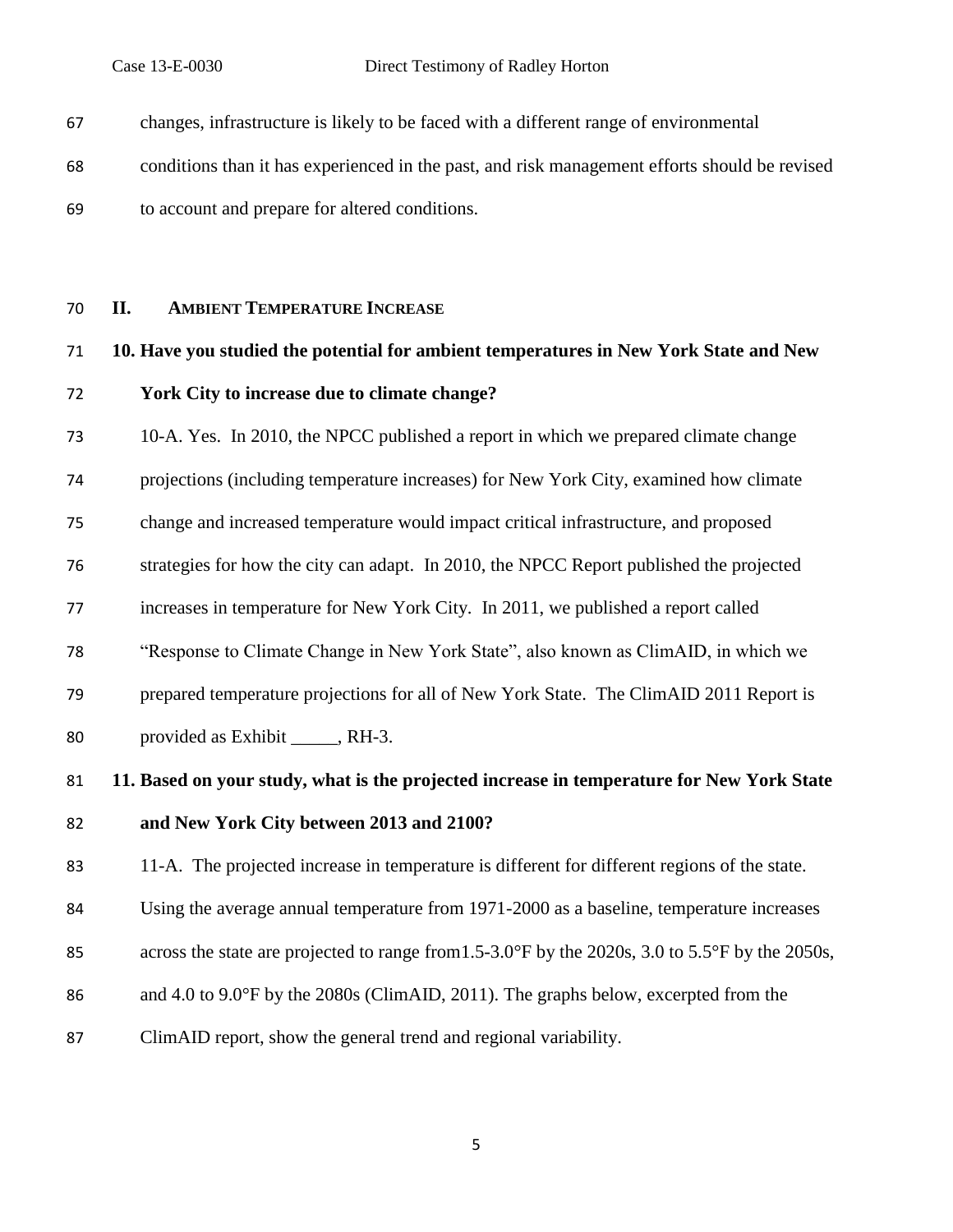changes, infrastructure is likely to be faced with a different range of environmental conditions than it has experienced in the past, and risk management efforts should be revised to account and prepare for altered conditions.

## II. AMBIENT TEMPERATURE INCREASE

**10. Have you studied the potential for ambient temperatures in New York State and New York City to increase due to climate change?**

10-A. Yes. In 2010, the NPCC published a report in which we prepared climate change projections (including temperature increases) for New York City, examined how climate change and increased temperature would impact critical infrastructure, and proposed strategies for how the city can adapt. In 2010, the NPCC Report published the projected increases in temperature for New York City. In 2011, we published a report called "Response to Climate Change in New York State", also known as ClimAID, in which we prepared temperature projections for all of New York State. The ClimAID 2011 Report is provided as Exhibit _____, RH-3.

**11. Based on your study, what is the projected increase in temperature for New York State and New York City between 2013 and 2100?**

11-A. The projected increase in temperature is different for different regions of the state. Using the average annual temperature from 1971-2000 as a baseline, temperature increases across the state are projected to range from1.5-3.0°F by the 2020s, 3.0 to 5.5°F by the 2050s, and 4.0 to 9.0°F by the 2080s (ClimAID, 2011). The graphs below, excerpted from the ClimAID report, show the general trend and regional variability.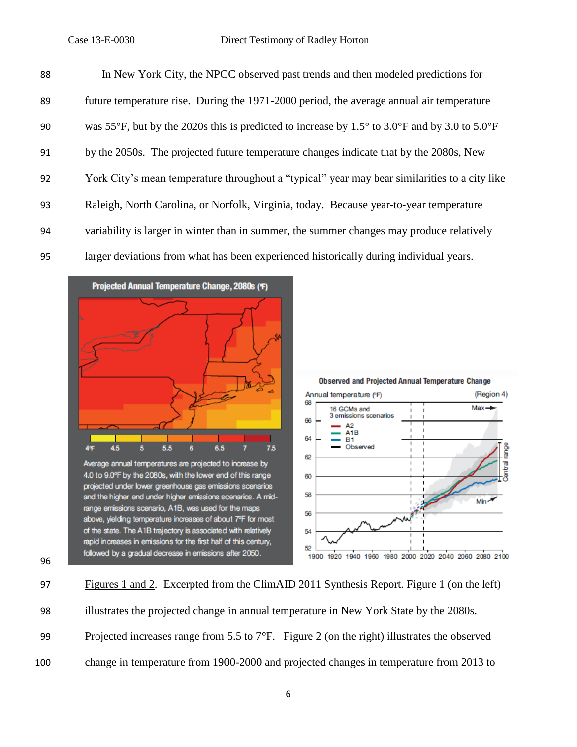In New York City, the NPCC observed past trends and then modeled predictions for future temperature rise. During the 1971-2000 period, the average annual air temperature was 55°F, but by the 2020s this is predicted to increase by 1.5° to 3.0°F and by 3.0 to 5.0°F by the 2050s. The projected future temperature changes indicate that by the 2080s, New York City's mean temperature throughout a "typical" year may bear similarities to a city like Raleigh, North Carolina, or Norfolk, Virginia, today. Because year-to-year temperature variability is larger in winter than in summer, the summer changes may produce relatively larger deviations from what has been experienced historically during individual years.

<u>Figures 1 and 2</u>. Excerpted from the ClimAID 2011 Synthesis Report. Figure 1 (on the left) illustrates the projected change in annual temperature in New York State by the 2080s. Projected increases range from 5.5 to 7°F. Figure 2 (on the right) illustrates the observed change in temperature from 1900-2000 and projected changes in temperature from 2013 to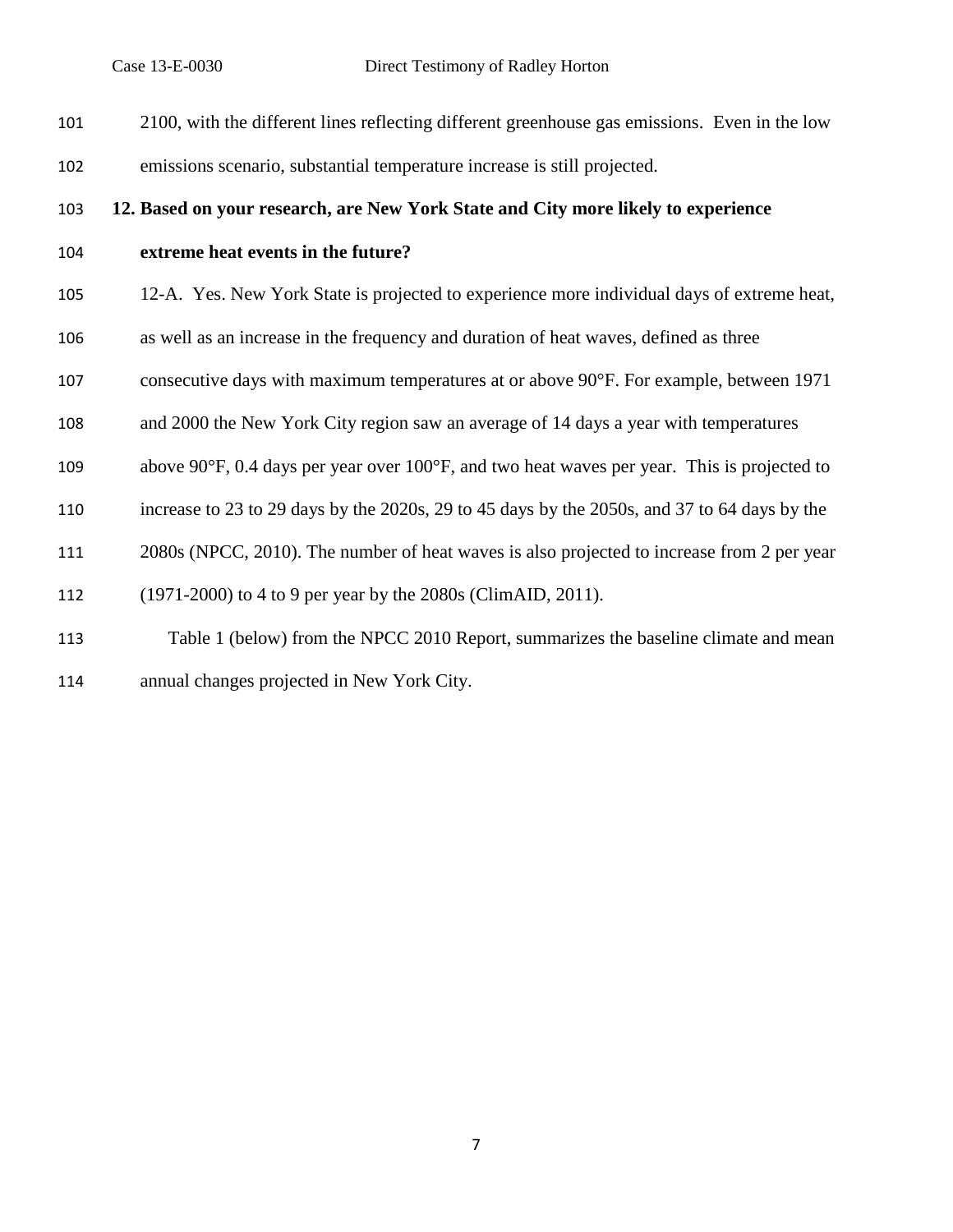2100, with the different lines reflecting different greenhouse gas emissions. Even in the low emissions scenario, substantial temperature increase is still projected.

**12. Based on your research, are New York State and City more likely to experience extreme heat events in the future?**

12-A. Yes. New York State is projected to experience more individual days of extreme heat, as well as an increase in the frequency and duration of heat waves, defined as three consecutive days with maximum temperatures at or above 90°F. For example, between 1971 and 2000 the New York City region saw an average of 14 days a year with temperatures above 90°F, 0.4 days per year over 100°F, and two heat waves per year. This is projected to increase to 23 to 29 days by the 2020s, 29 to 45 days by the 2050s, and 37 to 64 days by the 2080s (NPCC, 2010). The number of heat waves is also projected to increase from 2 per year (1971-2000) to 4 to 9 per year by the 2080s (ClimAID, 2011).

Table 1 (below) from the NPCC 2010 Report, summarizes the baseline climate and mean annual changes projected in New York City.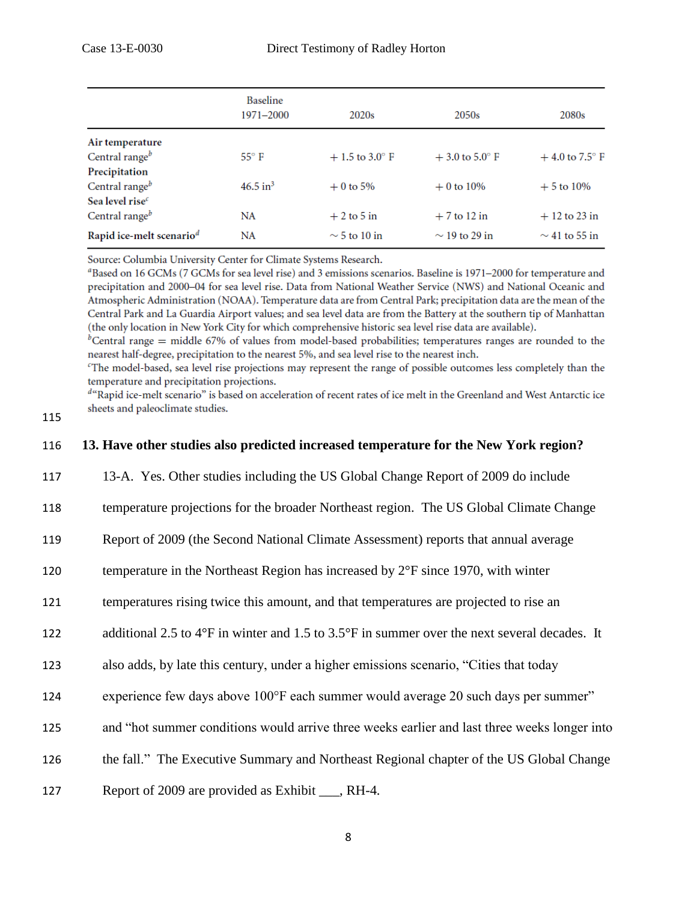| | Baseline 1971–2000 | 2020s | 2050s | 2080s |
|---|---|---|---|---|
| **Air temperature** | | | | |
| Central range[b] | 55° F | + 1.5 to 3.0° F | + 3.0 to 5.0° F | + 4.0 to 7.5° F |
| **Precipitation** | | | | |
| Central range[b] | 46.5 in[3] | + 0 to 5% | + 0 to 10% | + 5 to 10% |
| **Sea level rise**[c] | | | | |
| Central range[b] | NA | + 2 to 5 in | + 7 to 12 in | + 12 to 23 in |
| **Rapid ice-melt scenario**[d] | NA | ~ 5 to 10 in | ~ 19 to 29 in | ~ 41 to 55 in |

Source: Columbia University Center for Climate Systems Research.

[a]Based on 16 GCMs (7 GCMs for sea level rise) and 3 emissions scenarios. Baseline is 1971–2000 for temperature and precipitation and 2000–04 for sea level rise. Data from National Weather Service (NWS) and National Oceanic and Atmospheric Administration (NOAA). Temperature data are from Central Park; precipitation data are the mean of the Central Park and La Guardia Airport values; and sea level data are from the Battery at the southern tip of Manhattan (the only location in New York City for which comprehensive historic sea level rise data are available).

[b]Central range = middle 67% of values from model-based probabilities; temperatures ranges are rounded to the nearest half-degree, precipitation to the nearest 5%, and sea level rise to the nearest inch.

[c]The model-based, sea level rise projections may represent the range of possible outcomes less completely than the temperature and precipitation projections.

[d]"Rapid ice-melt scenario" is based on acceleration of recent rates of ice melt in the Greenland and West Antarctic ice sheets and paleoclimate studies.

115

116 **13. Have other studies also predicted increased temperature for the New York region?**

117 13-A. Yes. Other studies including the US Global Change Report of 2009 do include

118 temperature projections for the broader Northeast region. The US Global Climate Change

119 Report of 2009 (the Second National Climate Assessment) reports that annual average

120 temperature in the Northeast Region has increased by 2°F since 1970, with winter

121 temperatures rising twice this amount, and that temperatures are projected to rise an

122 additional 2.5 to 4°F in winter and 1.5 to 3.5°F in summer over the next several decades. It

123 also adds, by late this century, under a higher emissions scenario, "Cities that today

124 experience few days above 100°F each summer would average 20 such days per summer"

125 and "hot summer conditions would arrive three weeks earlier and last three weeks longer into

126 the fall." The Executive Summary and Northeast Regional chapter of the US Global Change

127 Report of 2009 are provided as Exhibit ___, RH-4.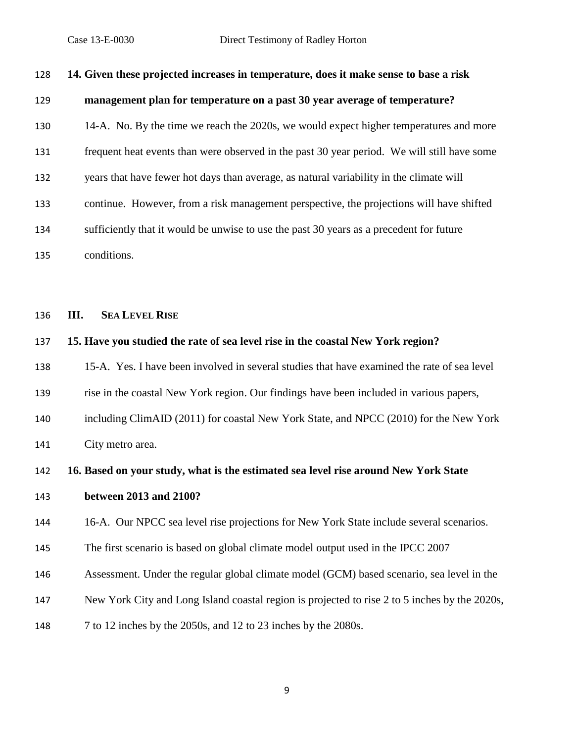**14. Given these projected increases in temperature, does it make sense to base a risk management plan for temperature on a past 30 year average of temperature?**

14-A. No. By the time we reach the 2020s, we would expect higher temperatures and more frequent heat events than were observed in the past 30 year period. We will still have some years that have fewer hot days than average, as natural variability in the climate will continue. However, from a risk management perspective, the projections will have shifted sufficiently that it would be unwise to use the past 30 years as a precedent for future conditions.

## III. Sea Level Rise

**15. Have you studied the rate of sea level rise in the coastal New York region?**

15-A. Yes. I have been involved in several studies that have examined the rate of sea level rise in the coastal New York region. Our findings have been included in various papers, including ClimAID (2011) for coastal New York State, and NPCC (2010) for the New York City metro area.

**16. Based on your study, what is the estimated sea level rise around New York State between 2013 and 2100?**

16-A. Our NPCC sea level rise projections for New York State include several scenarios. The first scenario is based on global climate model output used in the IPCC 2007 Assessment. Under the regular global climate model (GCM) based scenario, sea level in the New York City and Long Island coastal region is projected to rise 2 to 5 inches by the 2020s, 7 to 12 inches by the 2050s, and 12 to 23 inches by the 2080s.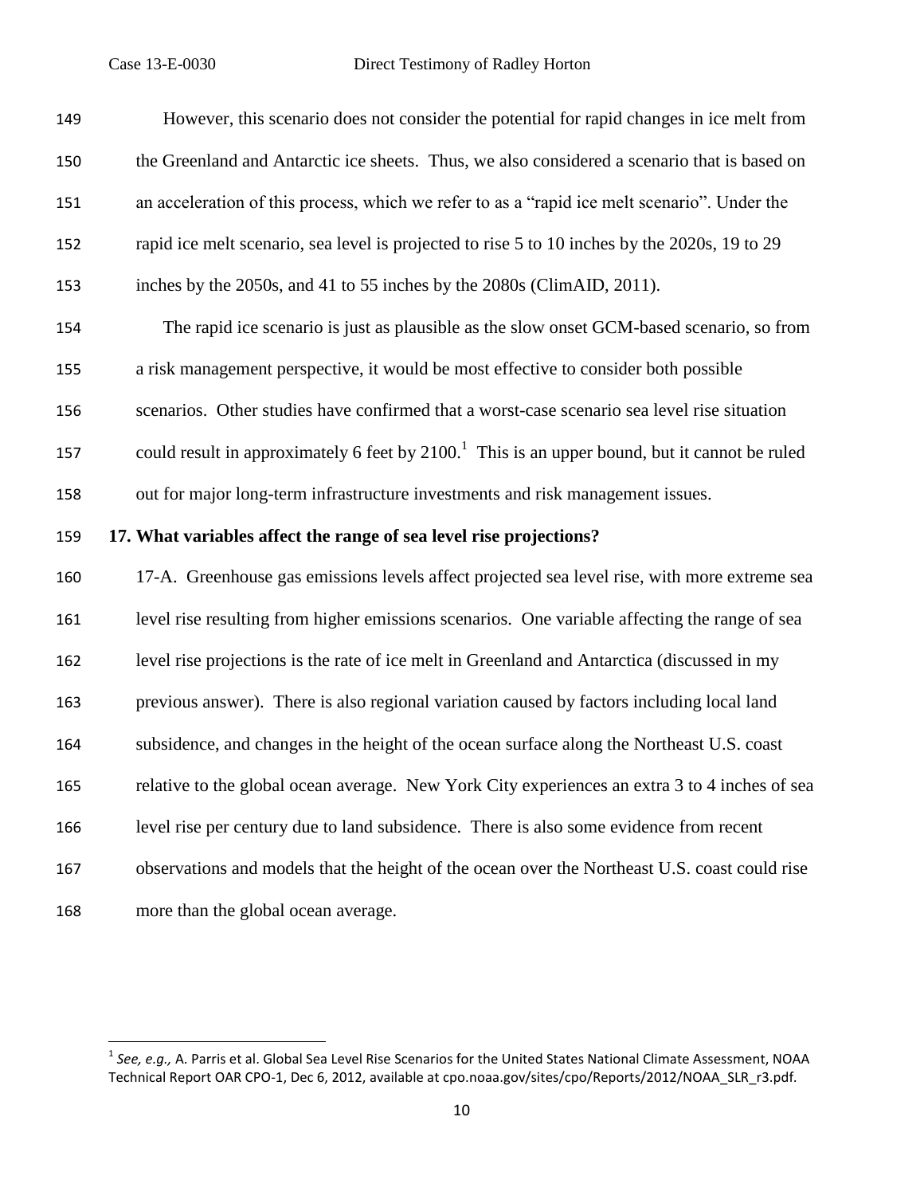However, this scenario does not consider the potential for rapid changes in ice melt from the Greenland and Antarctic ice sheets. Thus, we also considered a scenario that is based on an acceleration of this process, which we refer to as a "rapid ice melt scenario". Under the rapid ice melt scenario, sea level is projected to rise 5 to 10 inches by the 2020s, 19 to 29 inches by the 2050s, and 41 to 55 inches by the 2080s (ClimAID, 2011).

The rapid ice scenario is just as plausible as the slow onset GCM-based scenario, so from a risk management perspective, it would be most effective to consider both possible scenarios. Other studies have confirmed that a worst-case scenario sea level rise situation could result in approximately 6 feet by 2100.[1] This is an upper bound, but it cannot be ruled out for major long-term infrastructure investments and risk management issues.

**17. What variables affect the range of sea level rise projections?**

17-A. Greenhouse gas emissions levels affect projected sea level rise, with more extreme sea level rise resulting from higher emissions scenarios. One variable affecting the range of sea level rise projections is the rate of ice melt in Greenland and Antarctica (discussed in my previous answer). There is also regional variation caused by factors including local land subsidence, and changes in the height of the ocean surface along the Northeast U.S. coast relative to the global ocean average. New York City experiences an extra 3 to 4 inches of sea level rise per century due to land subsidence. There is also some evidence from recent observations and models that the height of the ocean over the Northeast U.S. coast could rise more than the global ocean average.

---

[1] *See, e.g.,* A. Parris et al. Global Sea Level Rise Scenarios for the United States National Climate Assessment, NOAA Technical Report OAR CPO-1, Dec 6, 2012, available at cpo.noaa.gov/sites/cpo/Reports/2012/NOAA_SLR_r3.pdf.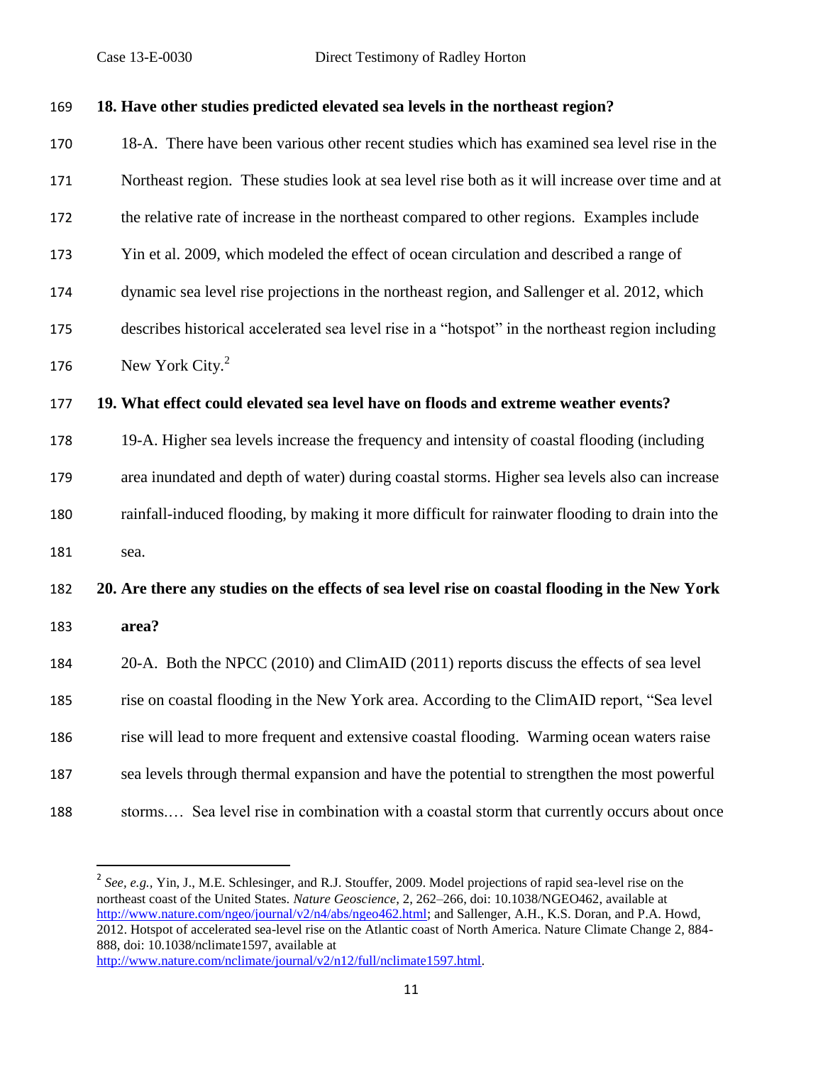**18. Have other studies predicted elevated sea levels in the northeast region?**

18-A. There have been various other recent studies which has examined sea level rise in the Northeast region. These studies look at sea level rise both as it will increase over time and at the relative rate of increase in the northeast compared to other regions. Examples include Yin et al. 2009, which modeled the effect of ocean circulation and described a range of dynamic sea level rise projections in the northeast region, and Sallenger et al. 2012, which describes historical accelerated sea level rise in a "hotspot" in the northeast region including New York City.[2]

**19. What effect could elevated sea level have on floods and extreme weather events?**

19-A. Higher sea levels increase the frequency and intensity of coastal flooding (including area inundated and depth of water) during coastal storms. Higher sea levels also can increase rainfall-induced flooding, by making it more difficult for rainwater flooding to drain into the sea.

**20. Are there any studies on the effects of sea level rise on coastal flooding in the New York area?**

20-A. Both the NPCC (2010) and ClimAID (2011) reports discuss the effects of sea level rise on coastal flooding in the New York area. According to the ClimAID report, "Sea level rise will lead to more frequent and extensive coastal flooding. Warming ocean waters raise sea levels through thermal expansion and have the potential to strengthen the most powerful storms.… Sea level rise in combination with a coastal storm that currently occurs about once

---

[2] *See, e.g.,* Yin, J., M.E. Schlesinger, and R.J. Stouffer, 2009. Model projections of rapid sea-level rise on the northeast coast of the United States. *Nature Geoscience*, 2, 262–266, doi: 10.1038/NGEO462, available at http://www.nature.com/ngeo/journal/v2/n4/abs/ngeo462.html; and Sallenger, A.H., K.S. Doran, and P.A. Howd, 2012. Hotspot of accelerated sea-level rise on the Atlantic coast of North America. Nature Climate Change 2, 884-888, doi: 10.1038/nclimate1597, available at http://www.nature.com/nclimate/journal/v2/n12/full/nclimate1597.html.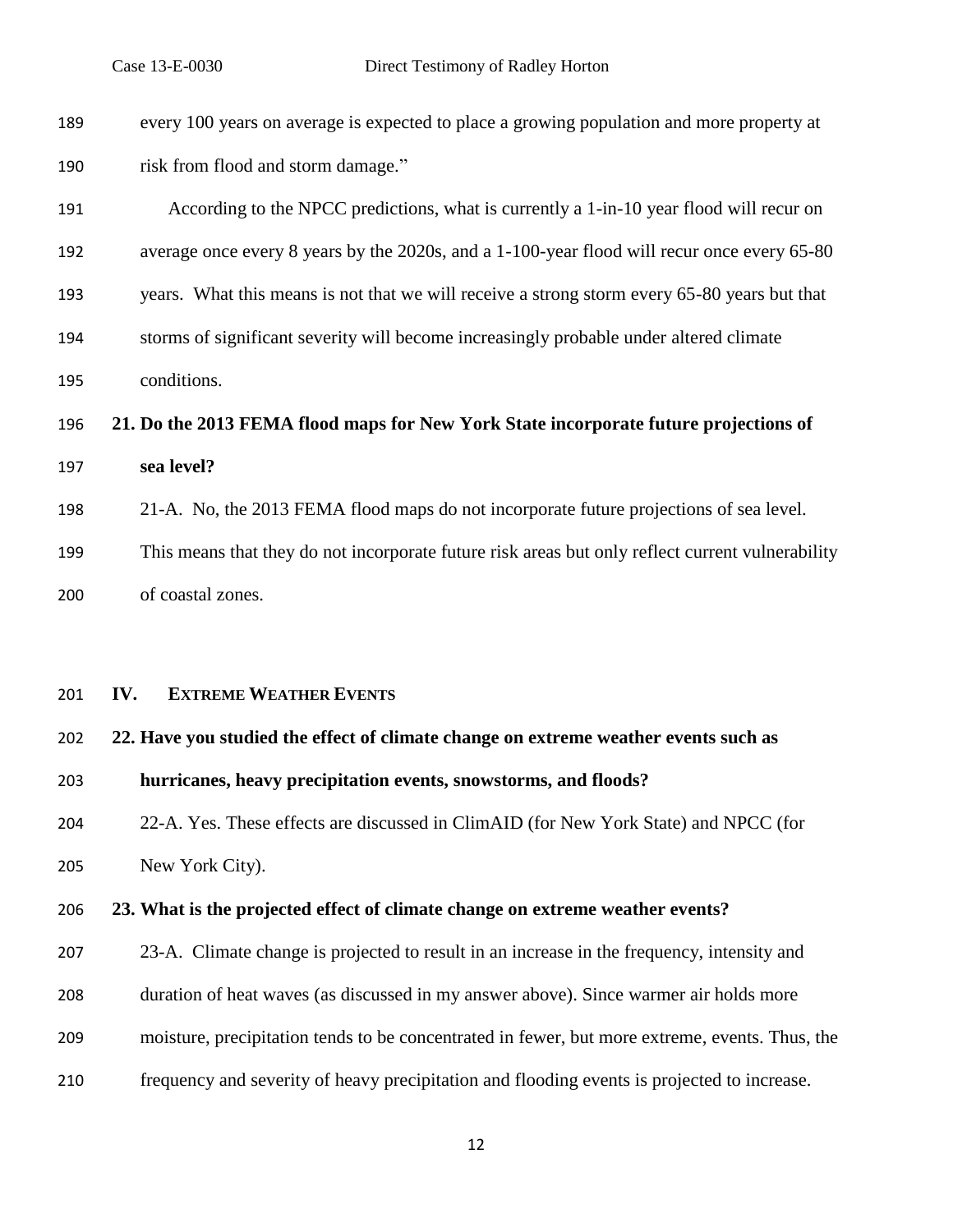every 100 years on average is expected to place a growing population and more property at risk from flood and storm damage."

According to the NPCC predictions, what is currently a 1-in-10 year flood will recur on average once every 8 years by the 2020s, and a 1-100-year flood will recur once every 65-80 years. What this means is not that we will receive a strong storm every 65-80 years but that storms of significant severity will become increasingly probable under altered climate conditions.

**21. Do the 2013 FEMA flood maps for New York State incorporate future projections of sea level?**

21-A. No, the 2013 FEMA flood maps do not incorporate future projections of sea level. This means that they do not incorporate future risk areas but only reflect current vulnerability of coastal zones.

## IV. EXTREME WEATHER EVENTS

**22. Have you studied the effect of climate change on extreme weather events such as hurricanes, heavy precipitation events, snowstorms, and floods?**

22-A. Yes. These effects are discussed in ClimAID (for New York State) and NPCC (for New York City).

**23. What is the projected effect of climate change on extreme weather events?**

23-A. Climate change is projected to result in an increase in the frequency, intensity and duration of heat waves (as discussed in my answer above). Since warmer air holds more moisture, precipitation tends to be concentrated in fewer, but more extreme, events. Thus, the frequency and severity of heavy precipitation and flooding events is projected to increase.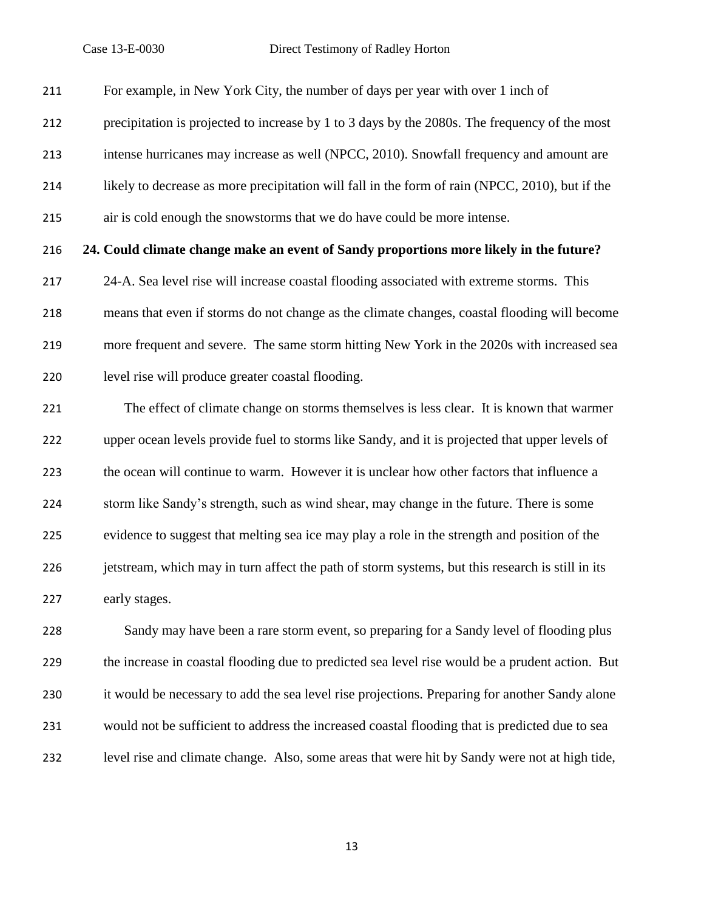For example, in New York City, the number of days per year with over 1 inch of precipitation is projected to increase by 1 to 3 days by the 2080s. The frequency of the most intense hurricanes may increase as well (NPCC, 2010). Snowfall frequency and amount are likely to decrease as more precipitation will fall in the form of rain (NPCC, 2010), but if the air is cold enough the snowstorms that we do have could be more intense.

**24. Could climate change make an event of Sandy proportions more likely in the future?**

24-A. Sea level rise will increase coastal flooding associated with extreme storms. This means that even if storms do not change as the climate changes, coastal flooding will become more frequent and severe. The same storm hitting New York in the 2020s with increased sea level rise will produce greater coastal flooding.

The effect of climate change on storms themselves is less clear. It is known that warmer upper ocean levels provide fuel to storms like Sandy, and it is projected that upper levels of the ocean will continue to warm. However it is unclear how other factors that influence a storm like Sandy's strength, such as wind shear, may change in the future. There is some evidence to suggest that melting sea ice may play a role in the strength and position of the jetstream, which may in turn affect the path of storm systems, but this research is still in its early stages.

Sandy may have been a rare storm event, so preparing for a Sandy level of flooding plus the increase in coastal flooding due to predicted sea level rise would be a prudent action. But it would be necessary to add the sea level rise projections. Preparing for another Sandy alone would not be sufficient to address the increased coastal flooding that is predicted due to sea level rise and climate change. Also, some areas that were hit by Sandy were not at high tide,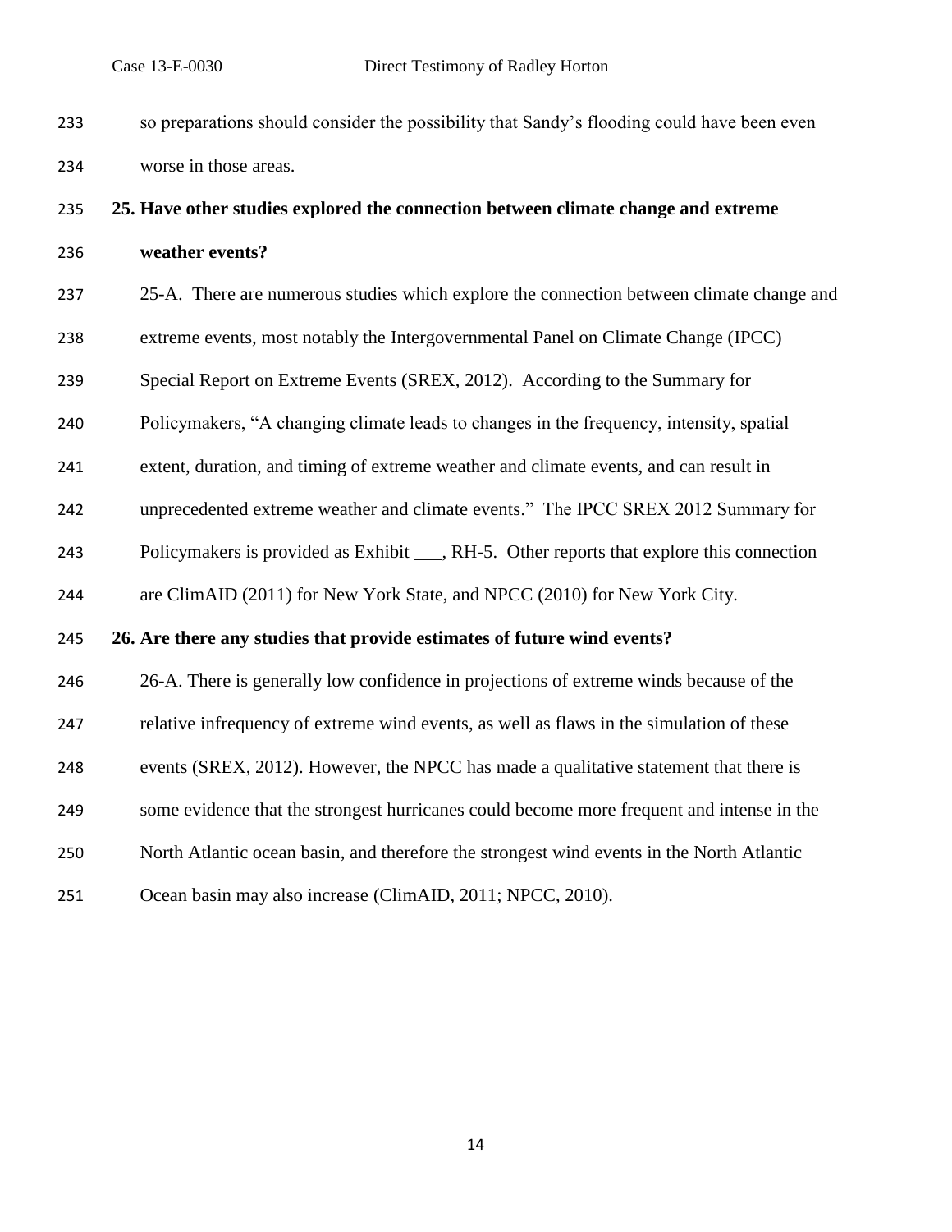so preparations should consider the possibility that Sandy's flooding could have been even worse in those areas.

**25. Have other studies explored the connection between climate change and extreme weather events?**

25-A. There are numerous studies which explore the connection between climate change and extreme events, most notably the Intergovernmental Panel on Climate Change (IPCC) Special Report on Extreme Events (SREX, 2012). According to the Summary for Policymakers, "A changing climate leads to changes in the frequency, intensity, spatial extent, duration, and timing of extreme weather and climate events, and can result in unprecedented extreme weather and climate events." The IPCC SREX 2012 Summary for Policymakers is provided as Exhibit ___, RH-5. Other reports that explore this connection are ClimAID (2011) for New York State, and NPCC (2010) for New York City.

**26. Are there any studies that provide estimates of future wind events?**

26-A. There is generally low confidence in projections of extreme winds because of the relative infrequency of extreme wind events, as well as flaws in the simulation of these events (SREX, 2012). However, the NPCC has made a qualitative statement that there is some evidence that the strongest hurricanes could become more frequent and intense in the North Atlantic ocean basin, and therefore the strongest wind events in the North Atlantic Ocean basin may also increase (ClimAID, 2011; NPCC, 2010).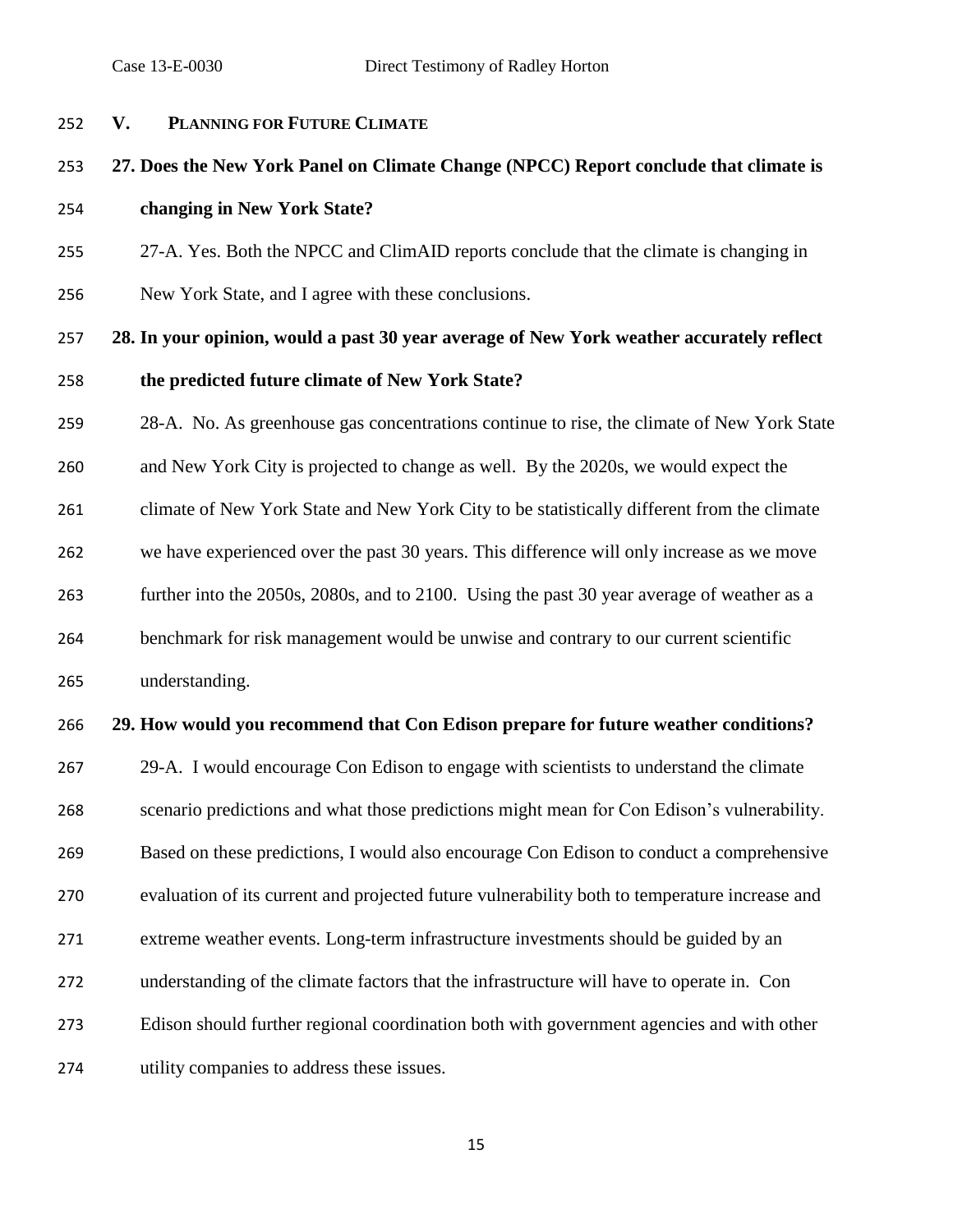## V. PLANNING FOR FUTURE CLIMATE

**27. Does the New York Panel on Climate Change (NPCC) Report conclude that climate is changing in New York State?**

27-A. Yes. Both the NPCC and ClimAID reports conclude that the climate is changing in New York State, and I agree with these conclusions.

**28. In your opinion, would a past 30 year average of New York weather accurately reflect the predicted future climate of New York State?**

28-A. No. As greenhouse gas concentrations continue to rise, the climate of New York State and New York City is projected to change as well. By the 2020s, we would expect the climate of New York State and New York City to be statistically different from the climate we have experienced over the past 30 years. This difference will only increase as we move further into the 2050s, 2080s, and to 2100. Using the past 30 year average of weather as a benchmark for risk management would be unwise and contrary to our current scientific understanding.

**29. How would you recommend that Con Edison prepare for future weather conditions?**

29-A. I would encourage Con Edison to engage with scientists to understand the climate scenario predictions and what those predictions might mean for Con Edison's vulnerability. Based on these predictions, I would also encourage Con Edison to conduct a comprehensive evaluation of its current and projected future vulnerability both to temperature increase and extreme weather events. Long-term infrastructure investments should be guided by an understanding of the climate factors that the infrastructure will have to operate in. Con Edison should further regional coordination both with government agencies and with other utility companies to address these issues.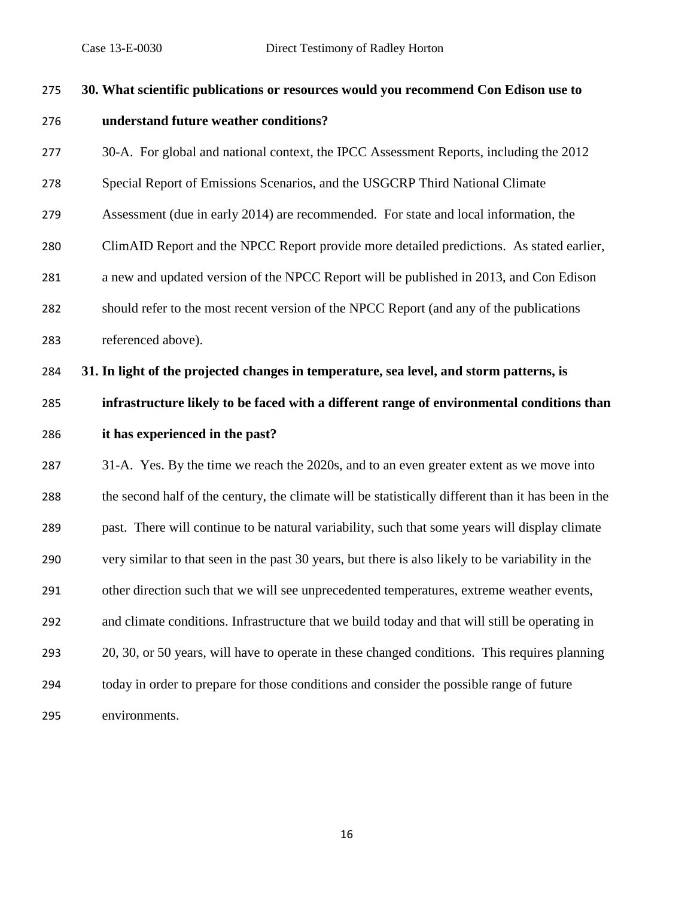**30. What scientific publications or resources would you recommend Con Edison use to understand future weather conditions?**

30-A. For global and national context, the IPCC Assessment Reports, including the 2012 Special Report of Emissions Scenarios, and the USGCRP Third National Climate Assessment (due in early 2014) are recommended. For state and local information, the ClimAID Report and the NPCC Report provide more detailed predictions. As stated earlier, a new and updated version of the NPCC Report will be published in 2013, and Con Edison should refer to the most recent version of the NPCC Report (and any of the publications referenced above).

**31. In light of the projected changes in temperature, sea level, and storm patterns, is infrastructure likely to be faced with a different range of environmental conditions than it has experienced in the past?**

31-A. Yes. By the time we reach the 2020s, and to an even greater extent as we move into the second half of the century, the climate will be statistically different than it has been in the past. There will continue to be natural variability, such that some years will display climate very similar to that seen in the past 30 years, but there is also likely to be variability in the other direction such that we will see unprecedented temperatures, extreme weather events, and climate conditions. Infrastructure that we build today and that will still be operating in 20, 30, or 50 years, will have to operate in these changed conditions. This requires planning today in order to prepare for those conditions and consider the possible range of future environments.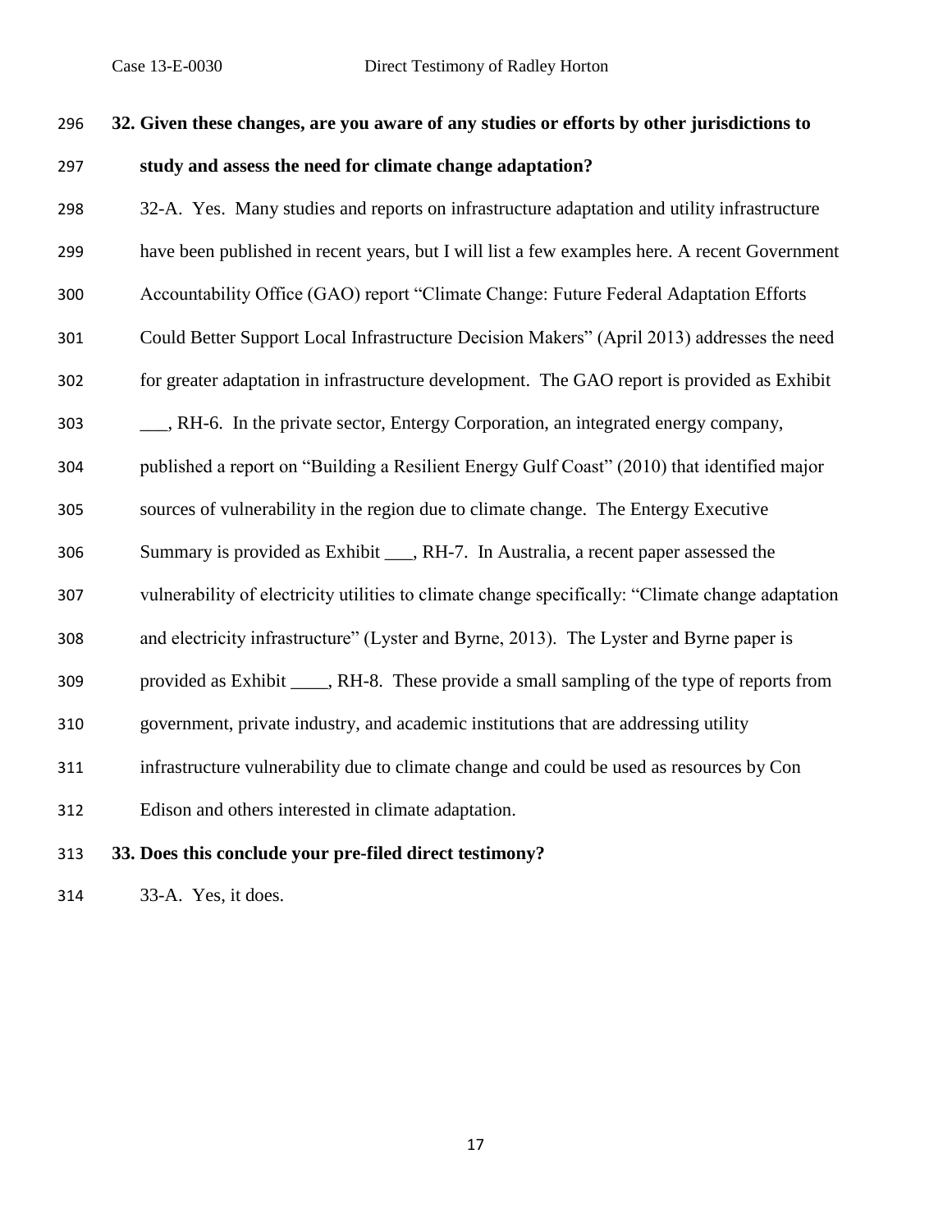**32. Given these changes, are you aware of any studies or efforts by other jurisdictions to study and assess the need for climate change adaptation?**

32-A. Yes. Many studies and reports on infrastructure adaptation and utility infrastructure have been published in recent years, but I will list a few examples here. A recent Government Accountability Office (GAO) report "Climate Change: Future Federal Adaptation Efforts Could Better Support Local Infrastructure Decision Makers" (April 2013) addresses the need for greater adaptation in infrastructure development. The GAO report is provided as Exhibit ___, RH-6. In the private sector, Entergy Corporation, an integrated energy company, published a report on "Building a Resilient Energy Gulf Coast" (2010) that identified major sources of vulnerability in the region due to climate change. The Entergy Executive Summary is provided as Exhibit ___, RH-7. In Australia, a recent paper assessed the vulnerability of electricity utilities to climate change specifically: "Climate change adaptation and electricity infrastructure" (Lyster and Byrne, 2013). The Lyster and Byrne paper is provided as Exhibit ____, RH-8. These provide a small sampling of the type of reports from government, private industry, and academic institutions that are addressing utility infrastructure vulnerability due to climate change and could be used as resources by Con Edison and others interested in climate adaptation.

**33. Does this conclude your pre-filed direct testimony?**

33-A. Yes, it does.